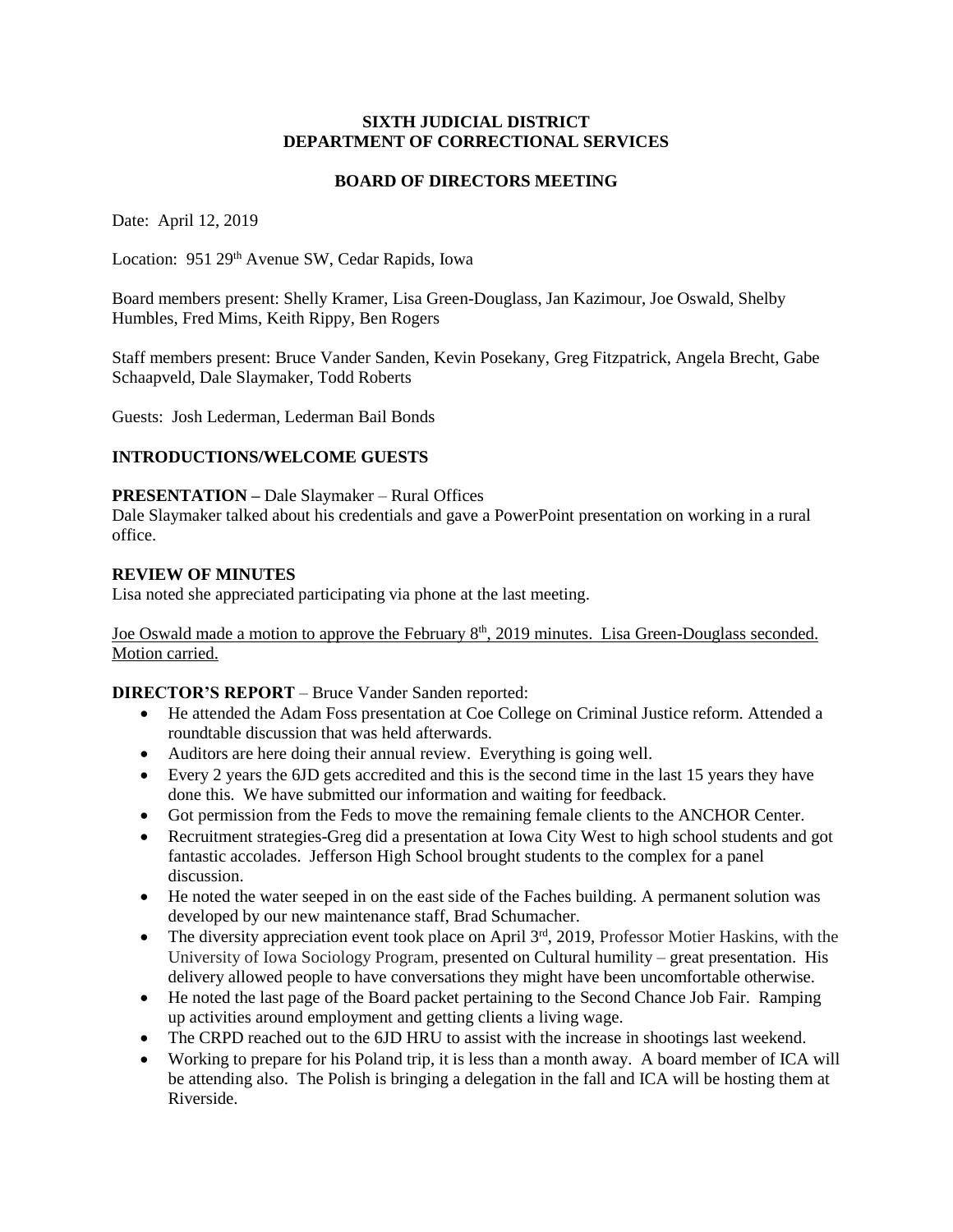**SIXTH JUDICIAL DISTRICT**
**DEPARTMENT OF CORRECTIONAL SERVICES**

**BOARD OF DIRECTORS MEETING**

Date: April 12, 2019

Location: 951 29th Avenue SW, Cedar Rapids, Iowa

Board members present: Shelly Kramer, Lisa Green-Douglass, Jan Kazimour, Joe Oswald, Shelby Humbles, Fred Mims, Keith Rippy, Ben Rogers

Staff members present: Bruce Vander Sanden, Kevin Posekany, Greg Fitzpatrick, Angela Brecht, Gabe Schaapveld, Dale Slaymaker, Todd Roberts

Guests: Josh Lederman, Lederman Bail Bonds

**INTRODUCTIONS/WELCOME GUESTS**

**PRESENTATION –** Dale Slaymaker – Rural Offices
Dale Slaymaker talked about his credentials and gave a PowerPoint presentation on working in a rural office.

**REVIEW OF MINUTES**
Lisa noted she appreciated participating via phone at the last meeting.

<u>Joe Oswald made a motion to approve the February 8th, 2019 minutes. Lisa Green-Douglass seconded. Motion carried.</u>

**DIRECTOR'S REPORT** – Bruce Vander Sanden reported:

- He attended the Adam Foss presentation at Coe College on Criminal Justice reform. Attended a roundtable discussion that was held afterwards.
- Auditors are here doing their annual review. Everything is going well.
- Every 2 years the 6JD gets accredited and this is the second time in the last 15 years they have done this. We have submitted our information and waiting for feedback.
- Got permission from the Feds to move the remaining female clients to the ANCHOR Center.
- Recruitment strategies-Greg did a presentation at Iowa City West to high school students and got fantastic accolades. Jefferson High School brought students to the complex for a panel discussion.
- He noted the water seeped in on the east side of the Faches building. A permanent solution was developed by our new maintenance staff, Brad Schumacher.
- The diversity appreciation event took place on April 3rd, 2019, Professor Motier Haskins, with the University of Iowa Sociology Program, presented on Cultural humility – great presentation. His delivery allowed people to have conversations they might have been uncomfortable otherwise.
- He noted the last page of the Board packet pertaining to the Second Chance Job Fair. Ramping up activities around employment and getting clients a living wage.
- The CRPD reached out to the 6JD HRU to assist with the increase in shootings last weekend.
- Working to prepare for his Poland trip, it is less than a month away. A board member of ICA will be attending also. The Polish is bringing a delegation in the fall and ICA will be hosting them at Riverside.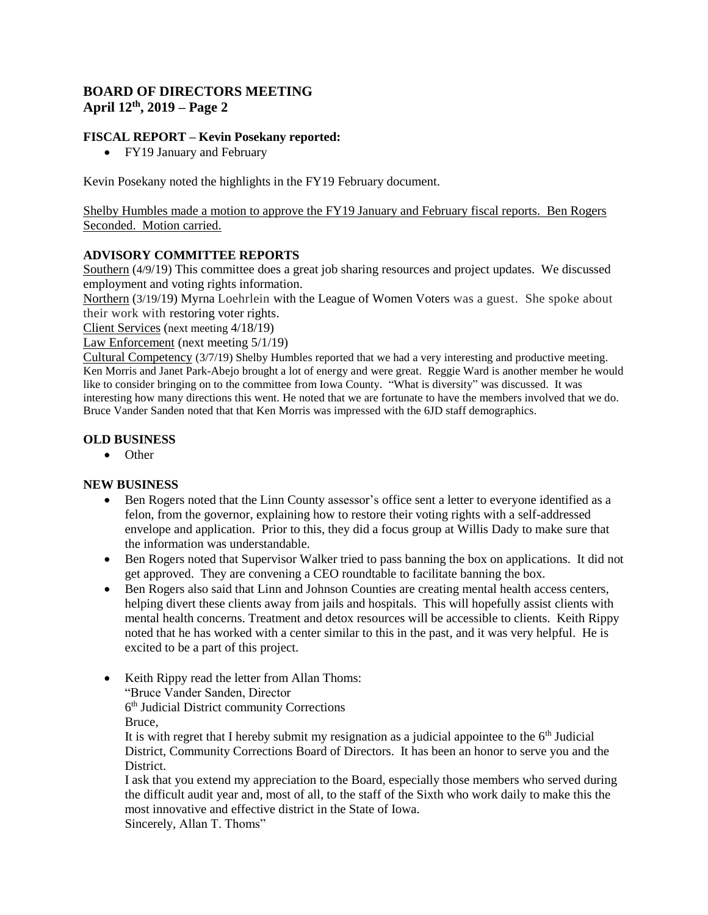**BOARD OF DIRECTORS MEETING**
**April 12th, 2019 – Page 2**

**FISCAL REPORT – Kevin Posekany reported:**

- FY19 January and February

Kevin Posekany noted the highlights in the FY19 February document.

Shelby Humbles made a motion to approve the FY19 January and February fiscal reports. Ben Rogers Seconded. Motion carried.

**ADVISORY COMMITTEE REPORTS**

Southern (4/9/19) This committee does a great job sharing resources and project updates. We discussed employment and voting rights information.

Northern (3/19/19) Myrna Loehrlein with the League of Women Voters was a guest. She spoke about their work with restoring voter rights.

Client Services (next meeting 4/18/19)

Law Enforcement (next meeting 5/1/19)

Cultural Competency (3/7/19) Shelby Humbles reported that we had a very interesting and productive meeting. Ken Morris and Janet Park-Abejo brought a lot of energy and were great. Reggie Ward is another member he would like to consider bringing on to the committee from Iowa County. "What is diversity" was discussed. It was interesting how many directions this went. He noted that we are fortunate to have the members involved that we do. Bruce Vander Sanden noted that that Ken Morris was impressed with the 6JD staff demographics.

**OLD BUSINESS**

- Other

**NEW BUSINESS**

- Ben Rogers noted that the Linn County assessor's office sent a letter to everyone identified as a felon, from the governor, explaining how to restore their voting rights with a self-addressed envelope and application. Prior to this, they did a focus group at Willis Dady to make sure that the information was understandable.
- Ben Rogers noted that Supervisor Walker tried to pass banning the box on applications. It did not get approved. They are convening a CEO roundtable to facilitate banning the box.
- Ben Rogers also said that Linn and Johnson Counties are creating mental health access centers, helping divert these clients away from jails and hospitals. This will hopefully assist clients with mental health concerns. Treatment and detox resources will be accessible to clients. Keith Rippy noted that he has worked with a center similar to this in the past, and it was very helpful. He is excited to be a part of this project.

- Keith Rippy read the letter from Allan Thoms:
  "Bruce Vander Sanden, Director
  6th Judicial District community Corrections
  Bruce,
  It is with regret that I hereby submit my resignation as a judicial appointee to the 6th Judicial District, Community Corrections Board of Directors. It has been an honor to serve you and the District.
  I ask that you extend my appreciation to the Board, especially those members who served during the difficult audit year and, most of all, to the staff of the Sixth who work daily to make this the most innovative and effective district in the State of Iowa.
  Sincerely, Allan T. Thoms"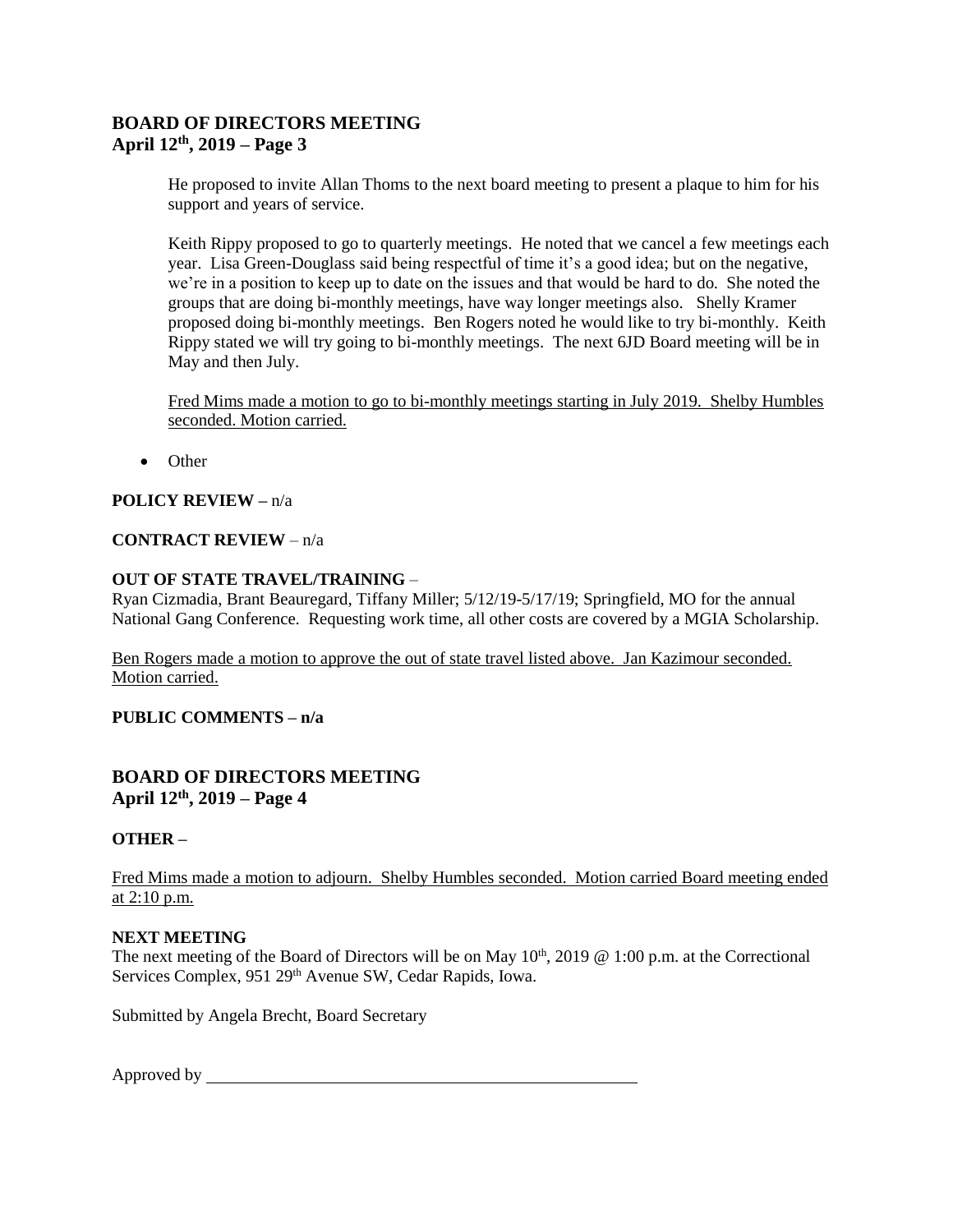# BOARD OF DIRECTORS MEETING
## April 12th, 2019 – Page 3

He proposed to invite Allan Thoms to the next board meeting to present a plaque to him for his support and years of service.

Keith Rippy proposed to go to quarterly meetings. He noted that we cancel a few meetings each year. Lisa Green-Douglass said being respectful of time it's a good idea; but on the negative, we're in a position to keep up to date on the issues and that would be hard to do. She noted the groups that are doing bi-monthly meetings, have way longer meetings also. Shelly Kramer proposed doing bi-monthly meetings. Ben Rogers noted he would like to try bi-monthly. Keith Rippy stated we will try going to bi-monthly meetings. The next 6JD Board meeting will be in May and then July.

<u>Fred Mims made a motion to go to bi-monthly meetings starting in July 2019. Shelby Humbles seconded. Motion carried.</u>

- Other

**POLICY REVIEW –** n/a

**CONTRACT REVIEW** – n/a

**OUT OF STATE TRAVEL/TRAINING** –
Ryan Cizmadia, Brant Beauregard, Tiffany Miller; 5/12/19-5/17/19; Springfield, MO for the annual National Gang Conference. Requesting work time, all other costs are covered by a MGIA Scholarship.

<u>Ben Rogers made a motion to approve the out of state travel listed above. Jan Kazimour seconded. Motion carried.</u>

**PUBLIC COMMENTS – n/a**

# BOARD OF DIRECTORS MEETING
## April 12th, 2019 – Page 4

**OTHER –**

<u>Fred Mims made a motion to adjourn. Shelby Humbles seconded. Motion carried Board meeting ended at 2:10 p.m.</u>

**NEXT MEETING**
The next meeting of the Board of Directors will be on May 10th, 2019 @ 1:00 p.m. at the Correctional Services Complex, 951 29th Avenue SW, Cedar Rapids, Iowa.

Submitted by Angela Brecht, Board Secretary

Approved by \_\_\_\_\_\_\_\_\_\_\_\_\_\_\_\_\_\_\_\_\_\_\_\_\_\_\_\_\_\_\_\_\_\_\_\_\_\_\_\_\_\_\_\_